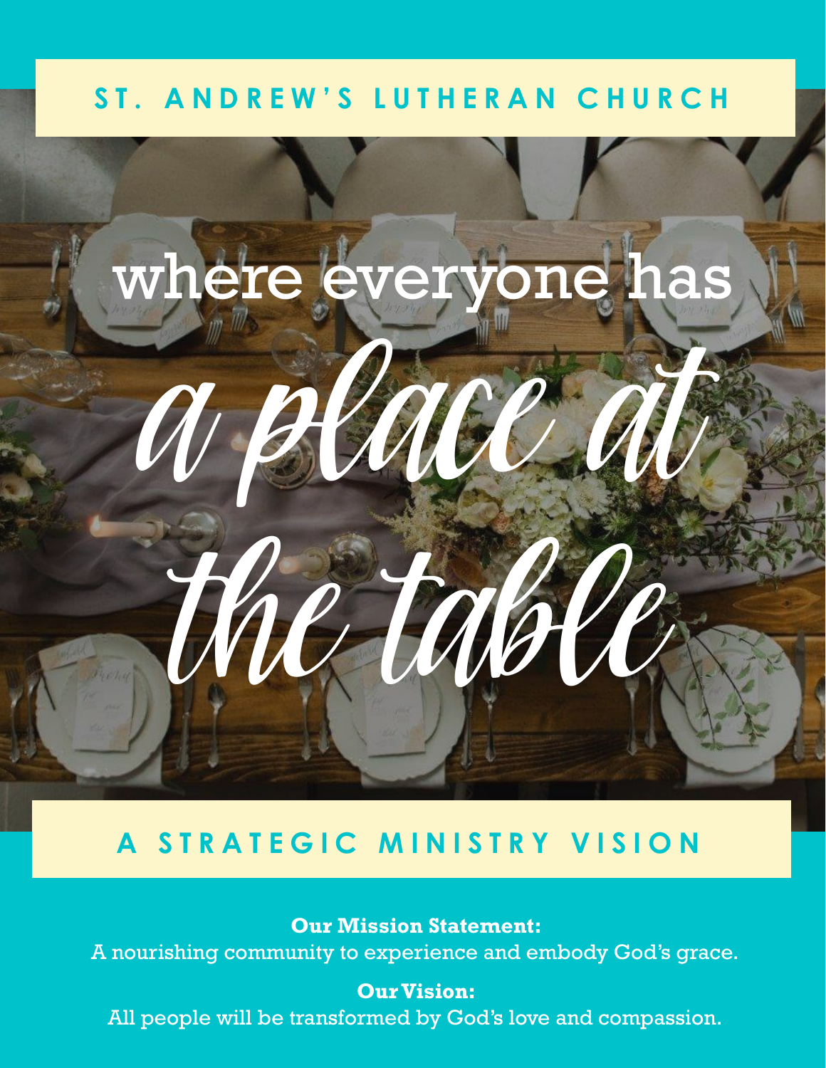# ST. ANDREW'S LUTHERAN CHURCH

# where everyone has *a place at the table*

## A STRATEGIC MINISTRY VISION

**Our Mission Statement:**
A nourishing community to experience and embody God's grace.

**Our Vision:**
All people will be transformed by God's love and compassion.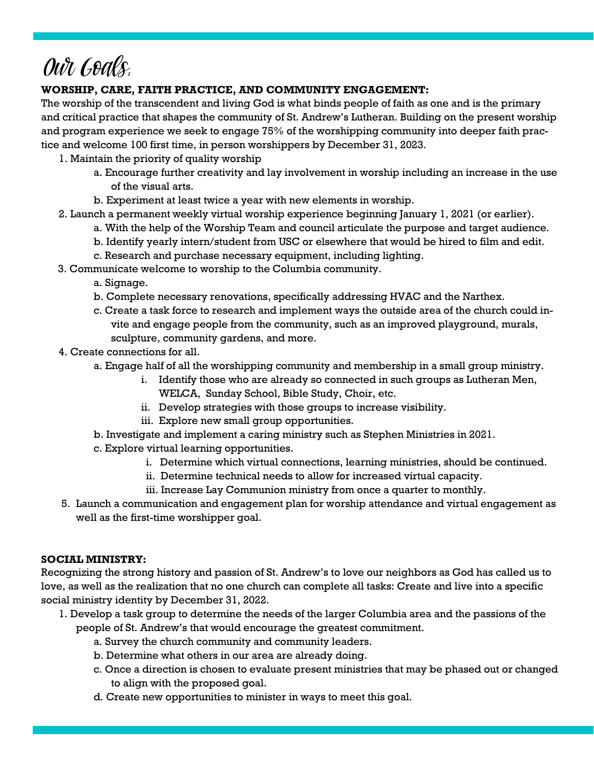# Our Goals:

**WORSHIP, CARE, FAITH PRACTICE, AND COMMUNITY ENGAGEMENT:**

The worship of the transcendent and living God is what binds people of faith as one and is the primary and critical practice that shapes the community of St. Andrew's Lutheran. Building on the present worship and program experience we seek to engage 75% of the worshipping community into deeper faith practice and welcome 100 first time, in person worshippers by December 31, 2023.

1. Maintain the priority of quality worship
   a. Encourage further creativity and lay involvement in worship including an increase in the use of the visual arts.
   b. Experiment at least twice a year with new elements in worship.
2. Launch a permanent weekly virtual worship experience beginning January 1, 2021 (or earlier).
   a. With the help of the Worship Team and council articulate the purpose and target audience.
   b. Identify yearly intern/student from USC or elsewhere that would be hired to film and edit.
   c. Research and purchase necessary equipment, including lighting.
3. Communicate welcome to worship to the Columbia community.
   a. Signage.
   b. Complete necessary renovations, specifically addressing HVAC and the Narthex.
   c. Create a task force to research and implement ways the outside area of the church could invite and engage people from the community, such as an improved playground, murals, sculpture, community gardens, and more.
4. Create connections for all.
   a. Engage half of all the worshipping community and membership in a small group ministry.
      i. Identify those who are already so connected in such groups as Lutheran Men, WELCA, Sunday School, Bible Study, Choir, etc.
      ii. Develop strategies with those groups to increase visibility.
      iii. Explore new small group opportunities.
   b. Investigate and implement a caring ministry such as Stephen Ministries in 2021.
   c. Explore virtual learning opportunities.
      i. Determine which virtual connections, learning ministries, should be continued.
      ii. Determine technical needs to allow for increased virtual capacity.
      iii. Increase Lay Communion ministry from once a quarter to monthly.
5. Launch a communication and engagement plan for worship attendance and virtual engagement as well as the first-time worshipper goal.

**SOCIAL MINISTRY:**

Recognizing the strong history and passion of St. Andrew's to love our neighbors as God has called us to love, as well as the realization that no one church can complete all tasks: Create and live into a specific social ministry identity by December 31, 2022.

1. Develop a task group to determine the needs of the larger Columbia area and the passions of the people of St. Andrew's that would encourage the greatest commitment.
   a. Survey the church community and community leaders.
   b. Determine what others in our area are already doing.
   c. Once a direction is chosen to evaluate present ministries that may be phased out or changed to align with the proposed goal.
   d. Create new opportunities to minister in ways to meet this goal.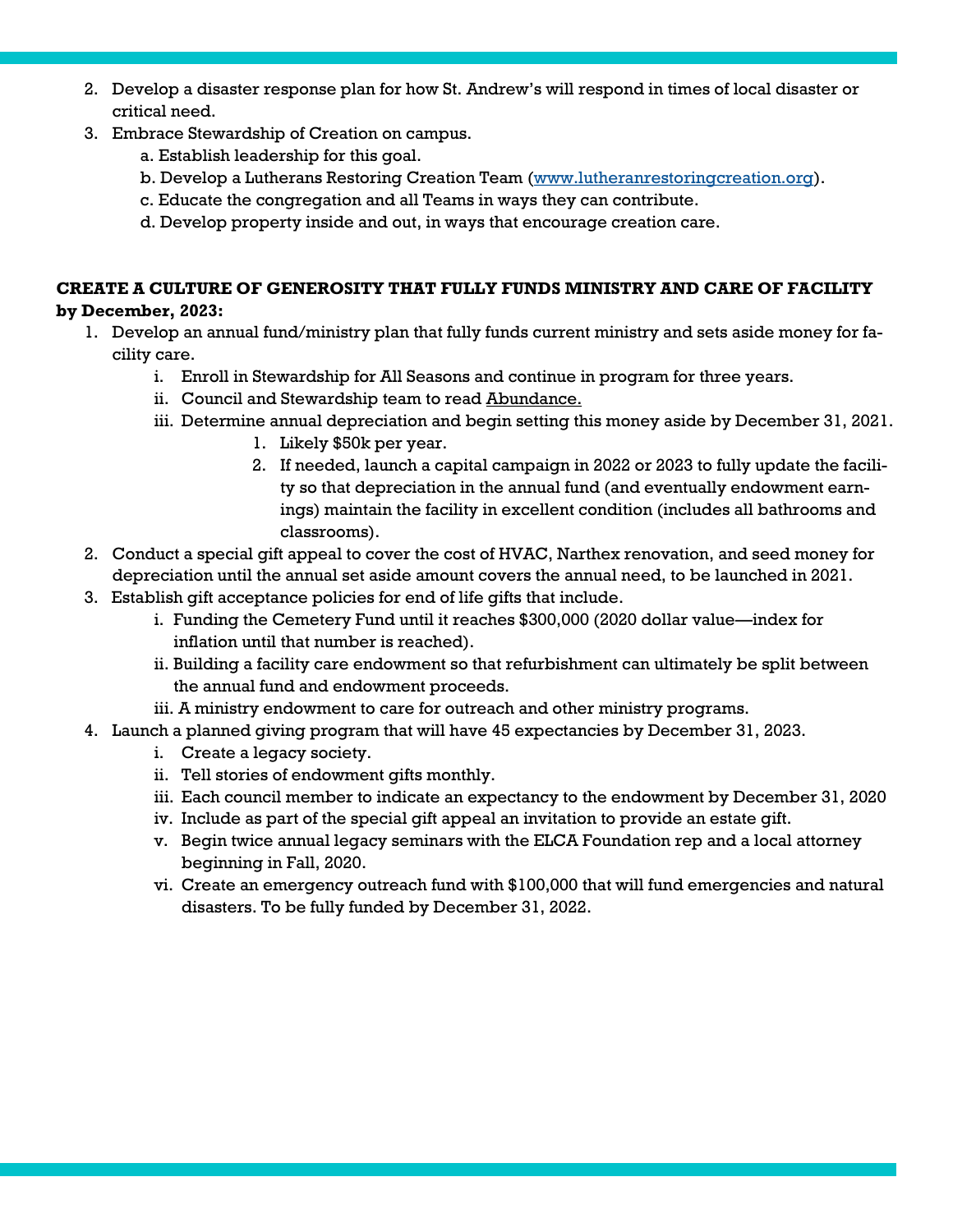2. Develop a disaster response plan for how St. Andrew's will respond in times of local disaster or critical need.
3. Embrace Stewardship of Creation on campus.
    a. Establish leadership for this goal.
    b. Develop a Lutherans Restoring Creation Team ([www.lutheranrestoringcreation.org](http://www.lutheranrestoringcreation.org)).
    c. Educate the congregation and all Teams in ways they can contribute.
    d. Develop property inside and out, in ways that encourage creation care.

**CREATE A CULTURE OF GENEROSITY THAT FULLY FUNDS MINISTRY AND CARE OF FACILITY by December, 2023:**

1. Develop an annual fund/ministry plan that fully funds current ministry and sets aside money for facility care.
    i. Enroll in Stewardship for All Seasons and continue in program for three years.
    ii. Council and Stewardship team to read <u>Abundance.</u>
    iii. Determine annual depreciation and begin setting this money aside by December 31, 2021.
        1. Likely $50k per year.
        2. If needed, launch a capital campaign in 2022 or 2023 to fully update the facility so that depreciation in the annual fund (and eventually endowment earnings) maintain the facility in excellent condition (includes all bathrooms and classrooms).
2. Conduct a special gift appeal to cover the cost of HVAC, Narthex renovation, and seed money for depreciation until the annual set aside amount covers the annual need, to be launched in 2021.
3. Establish gift acceptance policies for end of life gifts that include.
    i. Funding the Cemetery Fund until it reaches $300,000 (2020 dollar value—index for inflation until that number is reached).
    ii. Building a facility care endowment so that refurbishment can ultimately be split between the annual fund and endowment proceeds.
    iii. A ministry endowment to care for outreach and other ministry programs.
4. Launch a planned giving program that will have 45 expectancies by December 31, 2023.
    i. Create a legacy society.
    ii. Tell stories of endowment gifts monthly.
    iii. Each council member to indicate an expectancy to the endowment by December 31, 2020
    iv. Include as part of the special gift appeal an invitation to provide an estate gift.
    v. Begin twice annual legacy seminars with the ELCA Foundation rep and a local attorney beginning in Fall, 2020.
    vi. Create an emergency outreach fund with $100,000 that will fund emergencies and natural disasters. To be fully funded by December 31, 2022.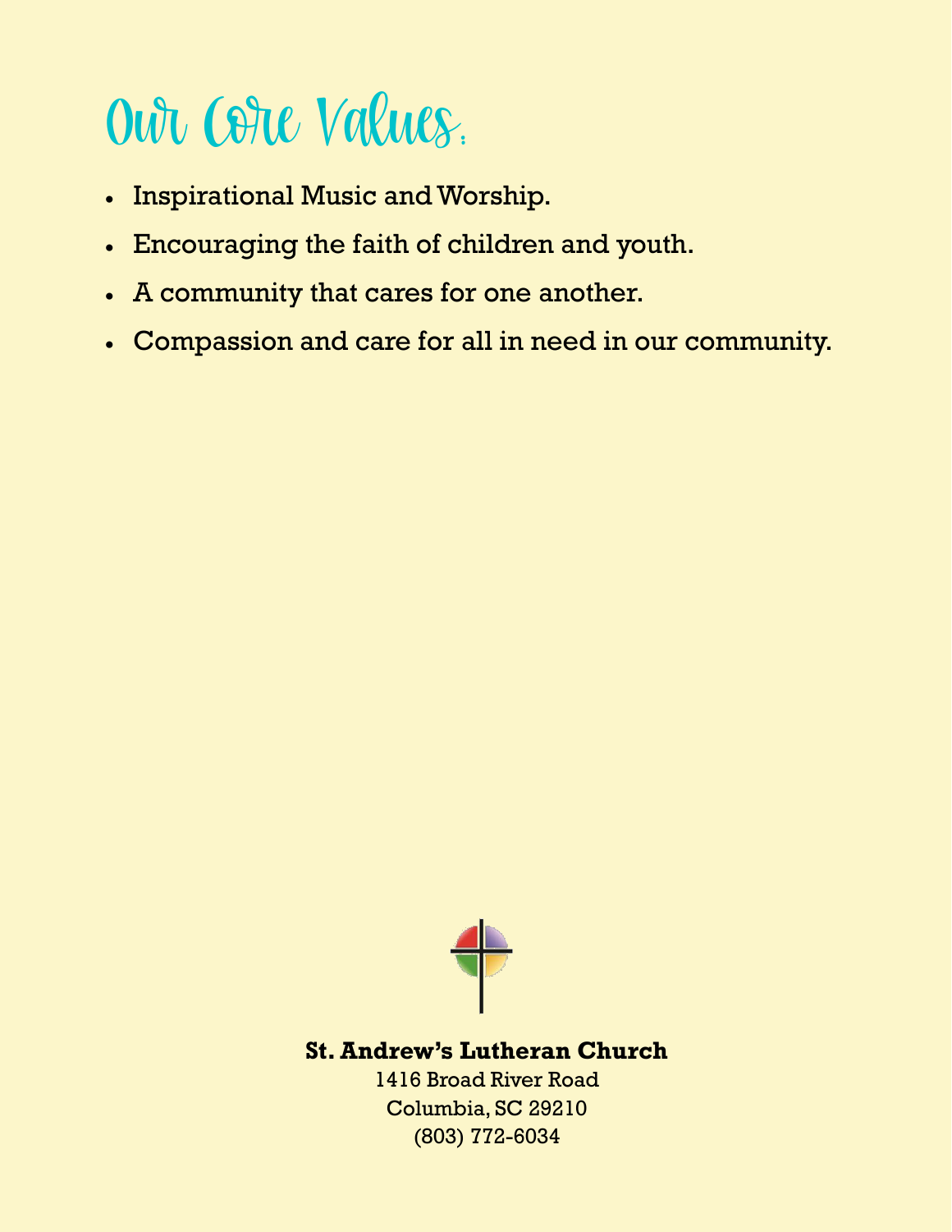# Our Core Values:

- Inspirational Music and Worship.
- Encouraging the faith of children and youth.
- A community that cares for one another.
- Compassion and care for all in need in our community.

**St. Andrew's Lutheran Church**
1416 Broad River Road
Columbia, SC 29210
(803) 772-6034